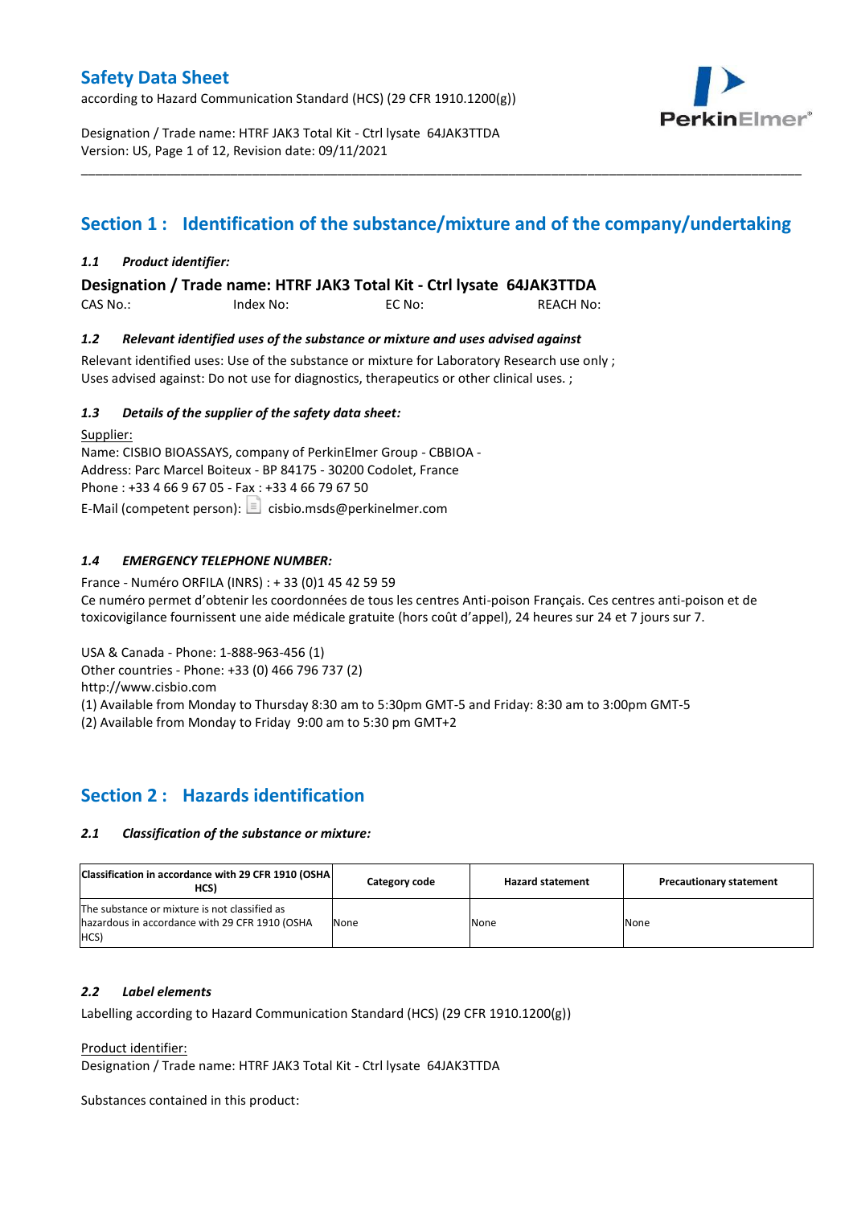# Safety Data Sheet

according to Hazard Communication Standard (HCS) (29 CFR 1910.1200(g))

Designation / Trade name: HTRF JAK3 Total Kit - Ctrl lysate 64JAK3TTDA
Version: US, Page 1 of 12, Revision date: 09/11/2021

## Section 1 : Identification of the substance/mixture and of the company/undertaking

### *1.1 Product identifier:*

**Designation / Trade name: HTRF JAK3 Total Kit - Ctrl lysate 64JAK3TTDA**

CAS No.: Index No: EC No: REACH No:

### *1.2 Relevant identified uses of the substance or mixture and uses advised against*

Relevant identified uses: Use of the substance or mixture for Laboratory Research use only ;
Uses advised against: Do not use for diagnostics, therapeutics or other clinical uses. ;

### *1.3 Details of the supplier of the safety data sheet:*

Supplier:
Name: CISBIO BIOASSAYS, company of PerkinElmer Group - CBBIOA -
Address: Parc Marcel Boiteux - BP 84175 - 30200 Codolet, France
Phone : +33 4 66 9 67 05 - Fax : +33 4 66 79 67 50
E-Mail (competent person): cisbio.msds@perkinelmer.com

### *1.4 EMERGENCY TELEPHONE NUMBER:*

France - Numéro ORFILA (INRS) : + 33 (0)1 45 42 59 59
Ce numéro permet d'obtenir les coordonnées de tous les centres Anti-poison Français. Ces centres anti-poison et de toxicovigilance fournissent une aide médicale gratuite (hors coût d'appel), 24 heures sur 24 et 7 jours sur 7.

USA & Canada - Phone: 1-888-963-456 (1)
Other countries - Phone: +33 (0) 466 796 737 (2)
http://www.cisbio.com
(1) Available from Monday to Thursday 8:30 am to 5:30pm GMT-5 and Friday: 8:30 am to 3:00pm GMT-5
(2) Available from Monday to Friday 9:00 am to 5:30 pm GMT+2

## Section 2 : Hazards identification

### *2.1 Classification of the substance or mixture:*

| Classification in accordance with 29 CFR 1910 (OSHA HCS) | Category code | Hazard statement | Precautionary statement |
|---|---|---|---|
| The substance or mixture is not classified as hazardous in accordance with 29 CFR 1910 (OSHA HCS) | None | None | None |

### *2.2 Label elements*

Labelling according to Hazard Communication Standard (HCS) (29 CFR 1910.1200(g))

Product identifier:
Designation / Trade name: HTRF JAK3 Total Kit - Ctrl lysate 64JAK3TTDA

Substances contained in this product: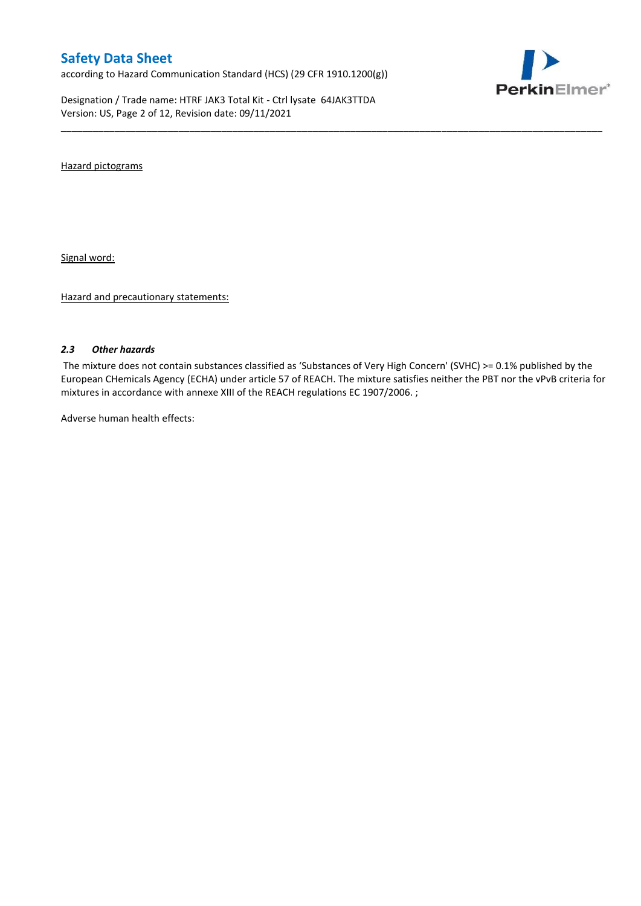Hazard pictograms

Signal word:

Hazard and precautionary statements:

### *2.3 Other hazards*

The mixture does not contain substances classified as 'Substances of Very High Concern' (SVHC) >= 0.1% published by the European CHemicals Agency (ECHA) under article 57 of REACH. The mixture satisfies neither the PBT nor the vPvB criteria for mixtures in accordance with annexe XIII of the REACH regulations EC 1907/2006. ;

Adverse human health effects: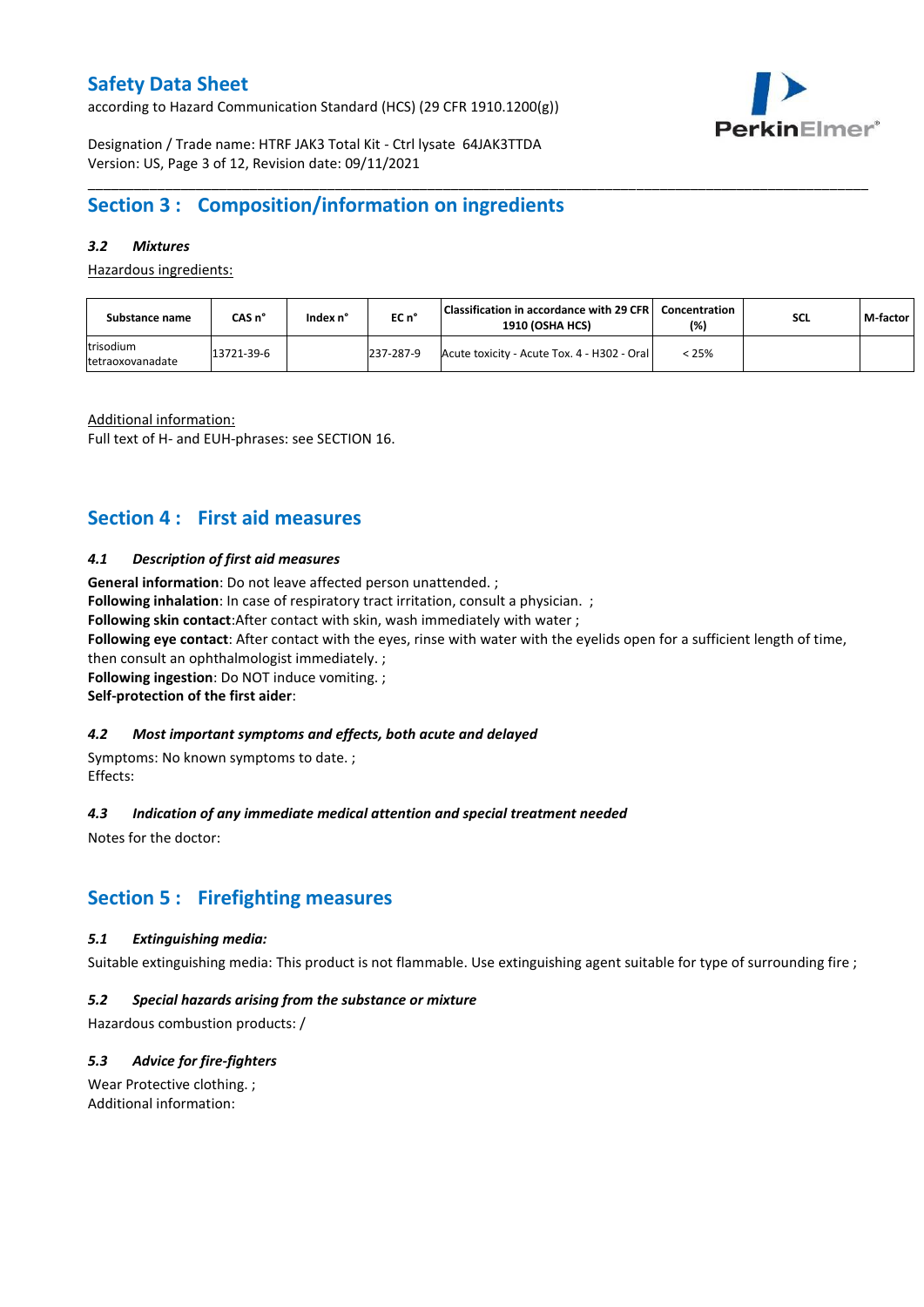## Section 3 : Composition/information on ingredients

### *3.2 Mixtures*

Hazardous ingredients:

| Substance name | CAS n° | Index n° | EC n° | Classification in accordance with 29 CFR 1910 (OSHA HCS) | Concentration (%) | SCL | M-factor |
|---|---|---|---|---|---|---|---|
| trisodium tetraoxovanadate | 13721-39-6 | | 237-287-9 | Acute toxicity - Acute Tox. 4 - H302 - Oral | < 25% | | |

Additional information:
Full text of H- and EUH-phrases: see SECTION 16.

## Section 4 : First aid measures

### *4.1 Description of first aid measures*

**General information**: Do not leave affected person unattended. ;
**Following inhalation**: In case of respiratory tract irritation, consult a physician. ;
**Following skin contact**:After contact with skin, wash immediately with water ;
**Following eye contact**: After contact with the eyes, rinse with water with the eyelids open for a sufficient length of time, then consult an ophthalmologist immediately. ;
**Following ingestion**: Do NOT induce vomiting. ;
**Self-protection of the first aider**:

### *4.2 Most important symptoms and effects, both acute and delayed*

Symptoms: No known symptoms to date. ;
Effects:

### *4.3 Indication of any immediate medical attention and special treatment needed*

Notes for the doctor:

## Section 5 : Firefighting measures

### *5.1 Extinguishing media:*

Suitable extinguishing media: This product is not flammable. Use extinguishing agent suitable for type of surrounding fire ;

### *5.2 Special hazards arising from the substance or mixture*

Hazardous combustion products: /

### *5.3 Advice for fire-fighters*

Wear Protective clothing. ;
Additional information: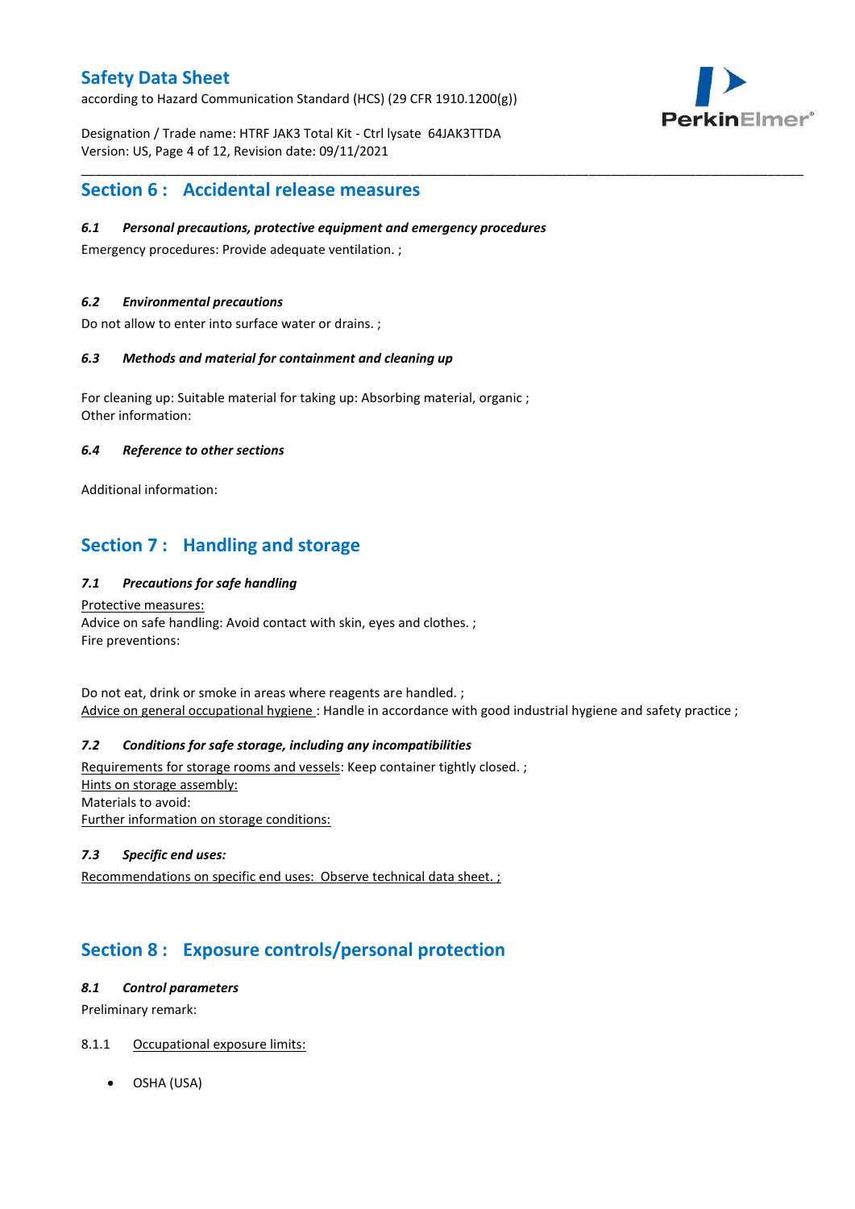## Section 6 : Accidental release measures

### *6.1 Personal precautions, protective equipment and emergency procedures*

Emergency procedures: Provide adequate ventilation. ;

### *6.2 Environmental precautions*

Do not allow to enter into surface water or drains. ;

### *6.3 Methods and material for containment and cleaning up*

For cleaning up: Suitable material for taking up: Absorbing material, organic ;
Other information:

### *6.4 Reference to other sections*

Additional information:

## Section 7 : Handling and storage

### *7.1 Precautions for safe handling*

Protective measures:
Advice on safe handling: Avoid contact with skin, eyes and clothes. ;
Fire preventions:

Do not eat, drink or smoke in areas where reagents are handled. ;
Advice on general occupational hygiene : Handle in accordance with good industrial hygiene and safety practice ;

### *7.2 Conditions for safe storage, including any incompatibilities*

Requirements for storage rooms and vessels: Keep container tightly closed. ;
Hints on storage assembly:
Materials to avoid:
Further information on storage conditions:

### *7.3 Specific end uses:*

Recommendations on specific end uses: Observe technical data sheet. ;

## Section 8 : Exposure controls/personal protection

### *8.1 Control parameters*

Preliminary remark:

8.1.1 Occupational exposure limits:

- OSHA (USA)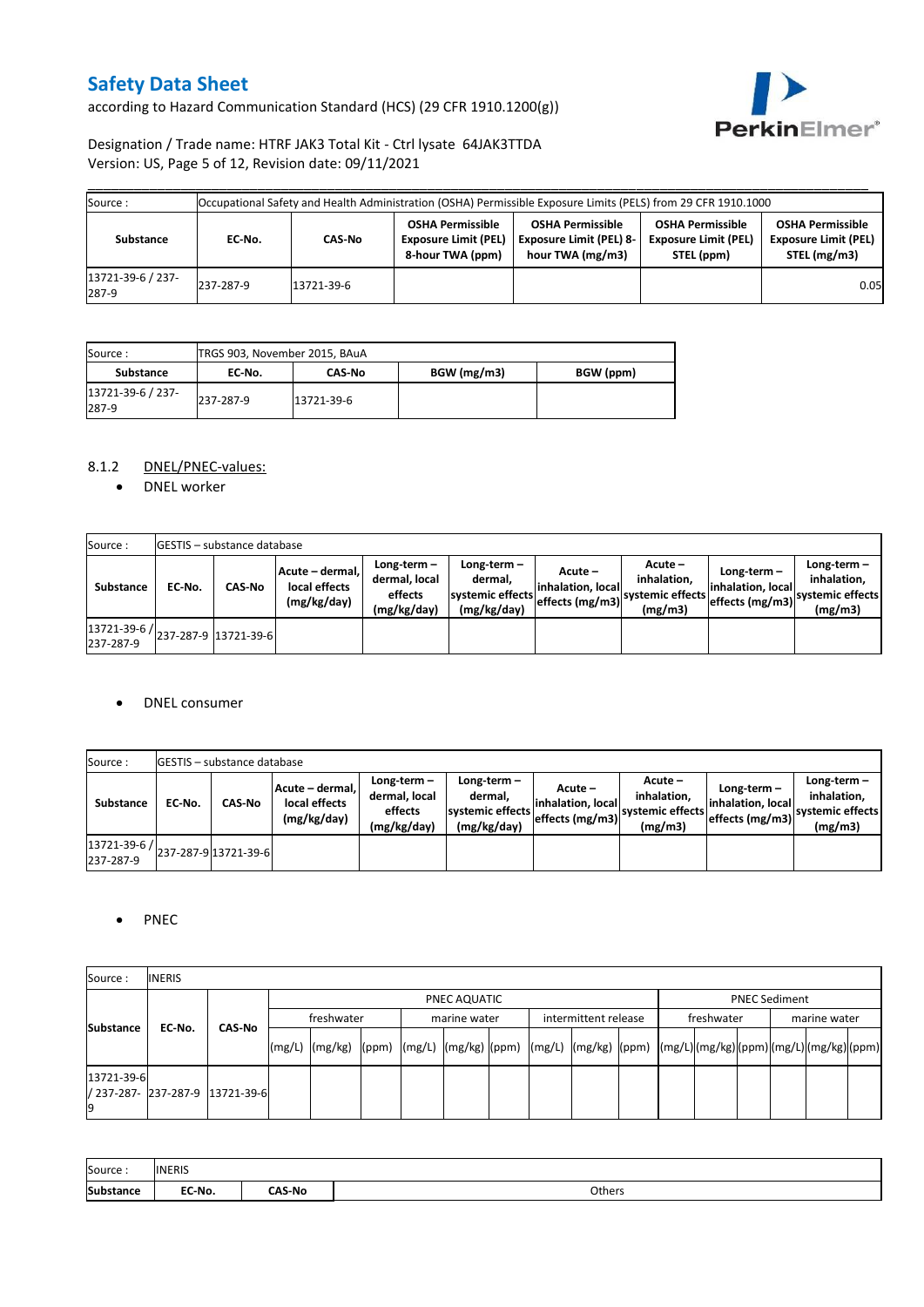| Source : | Occupational Safety and Health Administration (OSHA) Permissible Exposure Limits (PELS) from 29 CFR 1910.1000 | | | | | |
|---|---|---|---|---|---|---|
| **Substance** | **EC-No.** | **CAS-No** | **OSHA Permissible Exposure Limit (PEL) 8-hour TWA (ppm)** | **OSHA Permissible Exposure Limit (PEL) 8-hour TWA (mg/m3)** | **OSHA Permissible Exposure Limit (PEL) STEL (ppm)** | **OSHA Permissible Exposure Limit (PEL) STEL (mg/m3)** |
| 13721-39-6 / 237-287-9 | 237-287-9 | 13721-39-6 | | | | 0.05 |

| Source : | TRGS 903, November 2015, BAuA | | | |
|---|---|---|---|---|
| **Substance** | **EC-No.** | **CAS-No** | **BGW (mg/m3)** | **BGW (ppm)** |
| 13721-39-6 / 237-287-9 | 237-287-9 | 13721-39-6 | | |

8.1.2 DNEL/PNEC-values:

- DNEL worker

| Source : | GESTIS – substance database | | | | | | | | |
|---|---|---|---|---|---|---|---|---|---|
| **Substance** | **EC-No.** | **CAS-No** | **Acute – dermal, local effects (mg/kg/day)** | **Long-term – dermal, local effects (mg/kg/day)** | **Long-term – dermal, systemic effects (mg/kg/day)** | **Acute – inhalation, local effects (mg/m3)** | **Acute – inhalation, systemic effects (mg/m3)** | **Long-term – inhalation, local effects (mg/m3)** | **Long-term – inhalation, systemic effects (mg/m3)** |
| 13721-39-6 / 237-287-9 | 237-287-9 | 13721-39-6 | | | | | | | |

- DNEL consumer

| Source : | GESTIS – substance database | | | | | | | | |
|---|---|---|---|---|---|---|---|---|---|
| **Substance** | **EC-No.** | **CAS-No** | **Acute – dermal, local effects (mg/kg/day)** | **Long-term – dermal, local effects (mg/kg/day)** | **Long-term – dermal, systemic effects (mg/kg/day)** | **Acute – inhalation, local effects (mg/m3)** | **Acute – inhalation, systemic effects (mg/m3)** | **Long-term – inhalation, local effects (mg/m3)** | **Long-term – inhalation, systemic effects (mg/m3)** |
| 13721-39-6 / 237-287-9 | 237-287-9 | 13721-39-6 | | | | | | | |

- PNEC

| Source : | INERIS | | | | | | | | | | | | | | | | | | | | |
|---|---|---|---|---|---|---|---|---|---|---|---|---|---|---|---|---|---|---|---|---|---|
| **Substance** | **EC-No.** | **CAS-No** | PNEC AQUATIC | | | | | | | | | PNEC Sediment | | | | | |
| | | | freshwater | | | marine water | | | intermittent release | | | freshwater | | | marine water | | |
| | | | (mg/L) | (mg/kg) | (ppm) | (mg/L) | (mg/kg) | (ppm) | (mg/L) | (mg/kg) | (ppm) | (mg/L) | (mg/kg) | (ppm) | (mg/L) | (mg/kg) | (ppm) |
| 13721-39-6 / 237-287-9 | 237-287-9 | 13721-39-6 | | | | | | | | | | | | | | | |

| Source : | INERIS | | |
|---|---|---|---|
| **Substance** | **EC-No.** | **CAS-No** | Others |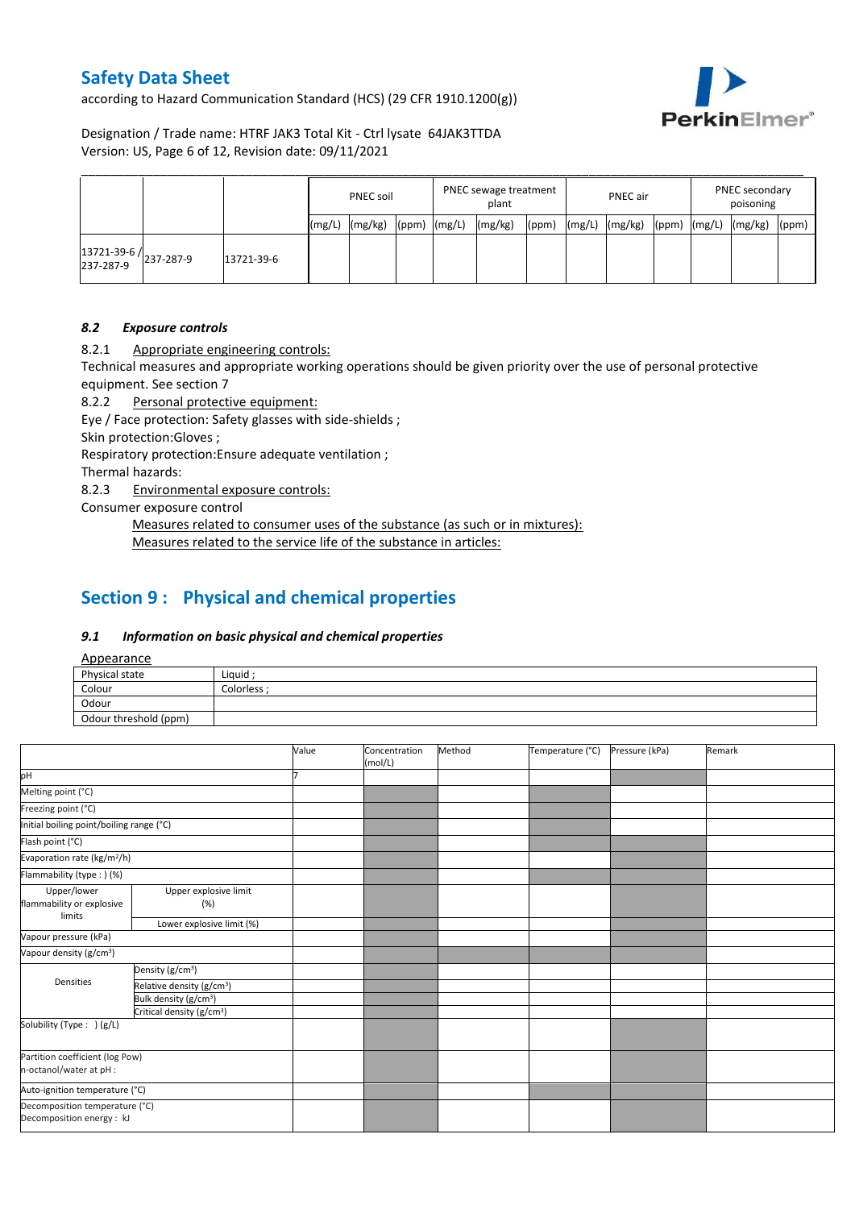| | | | PNEC soil | | | PNEC sewage treatment plant | | | PNEC air | | | PNEC secondary poisoning | | |
|---|---|---|---|---|---|---|---|---|---|---|---|---|---|---|
| | | | (mg/L) | (mg/kg) | (ppm) | (mg/L) | (mg/kg) | (ppm) | (mg/L) | (mg/kg) | (ppm) | (mg/L) | (mg/kg) | (ppm) |
| 13721-39-6 / 237-287-9 | 237-287-9 | 13721-39-6 | | | | | | | | | | | | |

### *8.2 Exposure controls*

8.2.1 Appropriate engineering controls:

Technical measures and appropriate working operations should be given priority over the use of personal protective equipment. See section 7

8.2.2 Personal protective equipment:

Eye / Face protection: Safety glasses with side-shields ;

Skin protection:Gloves ;

Respiratory protection:Ensure adequate ventilation ;

Thermal hazards:

8.2.3 Environmental exposure controls:

Consumer exposure control

Measures related to consumer uses of the substance (as such or in mixtures):

Measures related to the service life of the substance in articles:

## Section 9 : Physical and chemical properties

### *9.1 Information on basic physical and chemical properties*

Appearance

| | |
|---|---|
| Physical state | Liquid ; |
| Colour | Colorless ; |
| Odour | |
| Odour threshold (ppm) | |

| | | Value | Concentration (mol/L) | Method | Temperature (°C) | Pressure (kPa) | Remark |
|---|---|---|---|---|---|---|---|
| pH | | 7 | | | | | |
| Melting point (°C) | | | | | | | |
| Freezing point (°C) | | | | | | | |
| Initial boiling point/boiling range (°C) | | | | | | | |
| Flash point (°C) | | | | | | | |
| Evaporation rate (kg/m²/h) | | | | | | | |
| Flammability (type : ) (%) | | | | | | | |
| Upper/lower flammability or explosive limits | Upper explosive limit (%) | | | | | | |
| | Lower explosive limit (%) | | | | | | |
| Vapour pressure (kPa) | | | | | | | |
| Vapour density (g/cm³) | | | | | | | |
| Densities | Density (g/cm³) | | | | | | |
| | Relative density (g/cm³) | | | | | | |
| | Bulk density (g/cm³) | | | | | | |
| | Critical density (g/cm³) | | | | | | |
| Solubility (Type : ) (g/L) | | | | | | | |
| Partition coefficient (log Pow) n-octanol/water at pH : | | | | | | | |
| Auto-ignition temperature (°C) | | | | | | | |
| Decomposition temperature (°C) Decomposition energy : kJ | | | | | | | |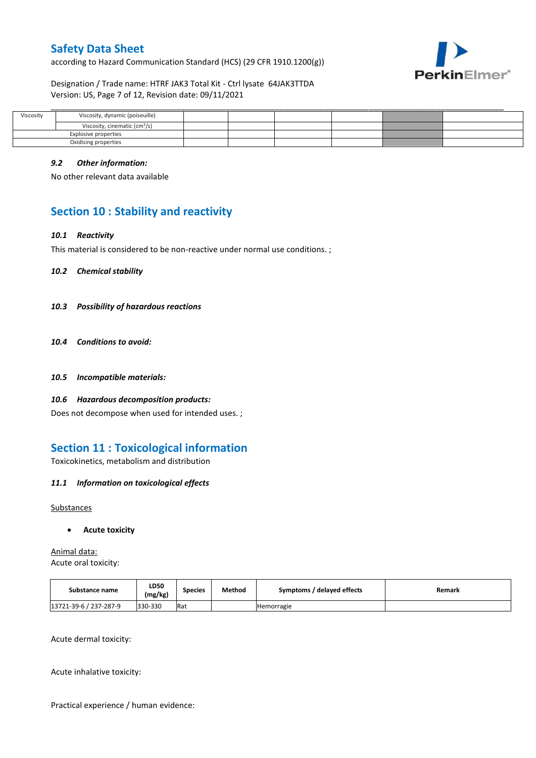| Viscosity | Viscosity, dynamic (poiseuille) | | | | | | |
|---|---|---|---|---|---|---|---|
| | Viscosity, cinematic ($cm^3/s$) | | | | | | |
| Explosive properties | | | | | | | |
| Oxidising properties | | | | | | | |

### 9.2 *Other information:*

No other relevant data available

## Section 10 : Stability and reactivity

### 10.1 *Reactivity*

This material is considered to be non-reactive under normal use conditions. ;

### 10.2 *Chemical stability*

### 10.3 *Possibility of hazardous reactions*

### 10.4 *Conditions to avoid:*

### 10.5 *Incompatible materials:*

### 10.6 *Hazardous decomposition products:*

Does not decompose when used for intended uses. ;

## Section 11 : Toxicological information

Toxicokinetics, metabolism and distribution

### 11.1 *Information on toxicological effects*

Substances

- **Acute toxicity**

Animal data:
Acute oral toxicity:

| Substance name | LD50 (mg/kg) | Species | Method | Symptoms / delayed effects | Remark |
|---|---|---|---|---|---|
| 13721-39-6 / 237-287-9 | 330-330 | Rat | | Hemorragie | |

Acute dermal toxicity:

Acute inhalative toxicity:

Practical experience / human evidence: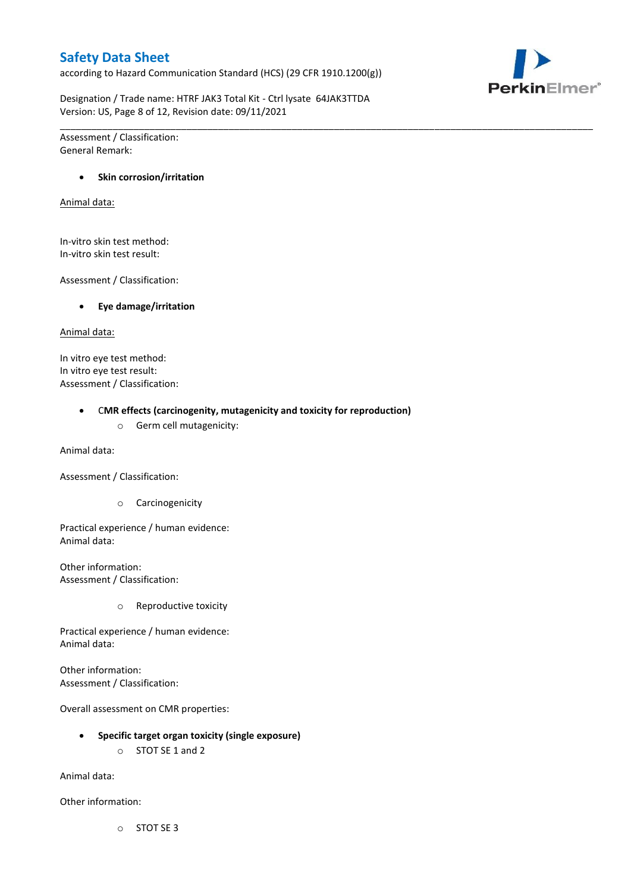Assessment / Classification:
General Remark:

- **Skin corrosion/irritation**

<u>Animal data:</u>

In-vitro skin test method:
In-vitro skin test result:

Assessment / Classification:

- **Eye damage/irritation**

<u>Animal data:</u>

In vitro eye test method:
In vitro eye test result:
Assessment / Classification:

- **CMR effects (carcinogenity, mutagenicity and toxicity for reproduction)**
    - Germ cell mutagenicity:

Animal data:

Assessment / Classification:

- Carcinogenicity

Practical experience / human evidence:
Animal data:

Other information:
Assessment / Classification:

- Reproductive toxicity

Practical experience / human evidence:
Animal data:

Other information:
Assessment / Classification:

Overall assessment on CMR properties:

- **Specific target organ toxicity (single exposure)**
    - STOT SE 1 and 2

Animal data:

Other information:

- STOT SE 3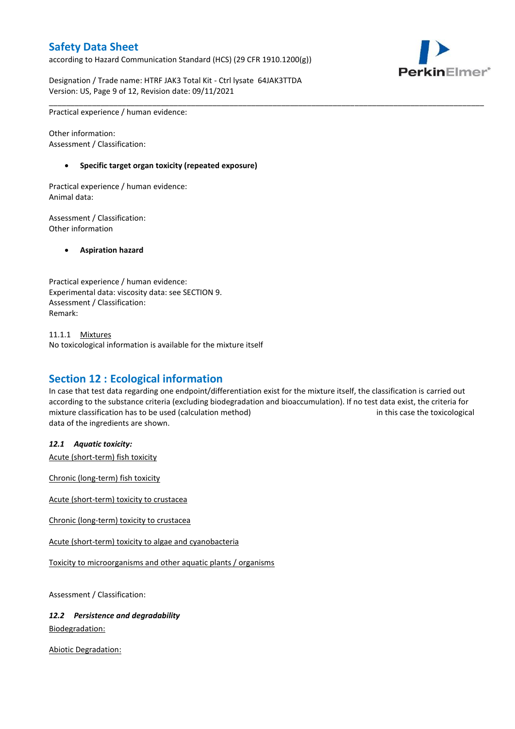Practical experience / human evidence:

Other information:
Assessment / Classification:

- **Specific target organ toxicity (repeated exposure)**

Practical experience / human evidence:
Animal data:

Assessment / Classification:
Other information

- **Aspiration hazard**

Practical experience / human evidence:
Experimental data: viscosity data: see SECTION 9.
Assessment / Classification:
Remark:

11.1.1 Mixtures
No toxicological information is available for the mixture itself

## Section 12 : Ecological information

In case that test data regarding one endpoint/differentiation exist for the mixture itself, the classification is carried out according to the substance criteria (excluding biodegradation and bioaccumulation). If no test data exist, the criteria for mixture classification has to be used (calculation method) in this case the toxicological data of the ingredients are shown.

***12.1 Aquatic toxicity:***

Acute (short-term) fish toxicity

Chronic (long-term) fish toxicity

Acute (short-term) toxicity to crustacea

Chronic (long-term) toxicity to crustacea

Acute (short-term) toxicity to algae and cyanobacteria

Toxicity to microorganisms and other aquatic plants / organisms

Assessment / Classification:

***12.2 Persistence and degradability***

Biodegradation:

Abiotic Degradation: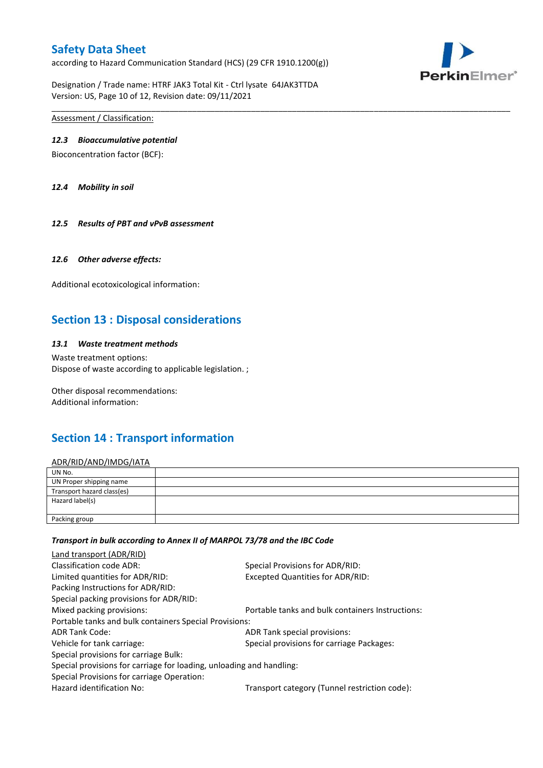Assessment / Classification:

### *12.3 Bioaccumulative potential*

Bioconcentration factor (BCF):

### *12.4 Mobility in soil*

### *12.5 Results of PBT and vPvB assessment*

### *12.6 Other adverse effects:*

Additional ecotoxicological information:

## Section 13 : Disposal considerations

### *13.1 Waste treatment methods*

Waste treatment options:
Dispose of waste according to applicable legislation. ;

Other disposal recommendations:
Additional information:

## Section 14 : Transport information

ADR/RID/AND/IMDG/IATA

| | |
|---|---|
| UN No. | |
| UN Proper shipping name | |
| Transport hazard class(es) | |
| Hazard label(s) | |
| Packing group | |

***Transport in bulk according to Annex II of MARPOL 73/78 and the IBC Code***

Land transport (ADR/RID)

Classification code ADR:
Special Provisions for ADR/RID:
Limited quantities for ADR/RID:
Excepted Quantities for ADR/RID:
Packing Instructions for ADR/RID:
Special packing provisions for ADR/RID:
Mixed packing provisions:
Portable tanks and bulk containers Instructions:
Portable tanks and bulk containers Special Provisions:
ADR Tank Code:
ADR Tank special provisions:
Vehicle for tank carriage:
Special provisions for carriage Packages:
Special provisions for carriage Bulk:
Special provisions for carriage for loading, unloading and handling:
Special Provisions for carriage Operation:
Hazard identification No:
Transport category (Tunnel restriction code):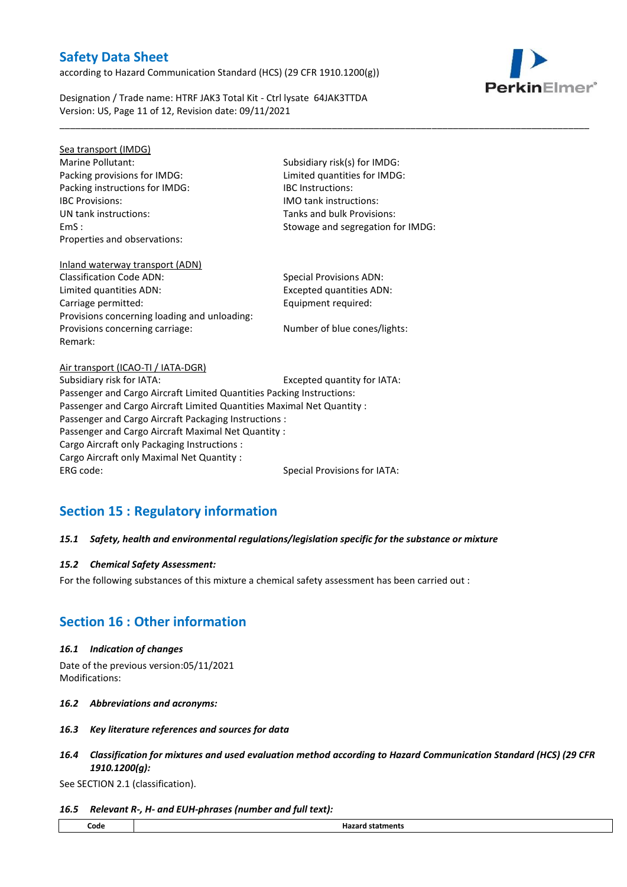Sea transport (IMDG)

Marine Pollutant:
Subsidiary risk(s) for IMDG:
Packing provisions for IMDG:
Limited quantities for IMDG:
Packing instructions for IMDG:
IBC Instructions:
IBC Provisions:
IMO tank instructions:
UN tank instructions:
Tanks and bulk Provisions:
EmS :
Stowage and segregation for IMDG:
Properties and observations:

Inland waterway transport (ADN)

Classification Code ADN:
Special Provisions ADN:
Limited quantities ADN:
Excepted quantities ADN:
Carriage permitted:
Equipment required:
Provisions concerning loading and unloading:
Provisions concerning carriage:
Number of blue cones/lights:
Remark:

Air transport (ICAO-TI / IATA-DGR)

Subsidiary risk for IATA:
Excepted quantity for IATA:
Passenger and Cargo Aircraft Limited Quantities Packing Instructions:
Passenger and Cargo Aircraft Limited Quantities Maximal Net Quantity :
Passenger and Cargo Aircraft Packaging Instructions :
Passenger and Cargo Aircraft Maximal Net Quantity :
Cargo Aircraft only Packaging Instructions :
Cargo Aircraft only Maximal Net Quantity :
ERG code:
Special Provisions for IATA:

## Section 15 : Regulatory information

***15.1 Safety, health and environmental regulations/legislation specific for the substance or mixture***

***15.2 Chemical Safety Assessment:***

For the following substances of this mixture a chemical safety assessment has been carried out :

## Section 16 : Other information

***16.1 Indication of changes***

Date of the previous version:05/11/2021
Modifications:

***16.2 Abbreviations and acronyms:***

***16.3 Key literature references and sources for data***

***16.4 Classification for mixtures and used evaluation method according to Hazard Communication Standard (HCS) (29 CFR 1910.1200(g):***

See SECTION 2.1 (classification).

***16.5 Relevant R-, H- and EUH-phrases (number and full text):***

| Code | Hazard statments |
|---|---|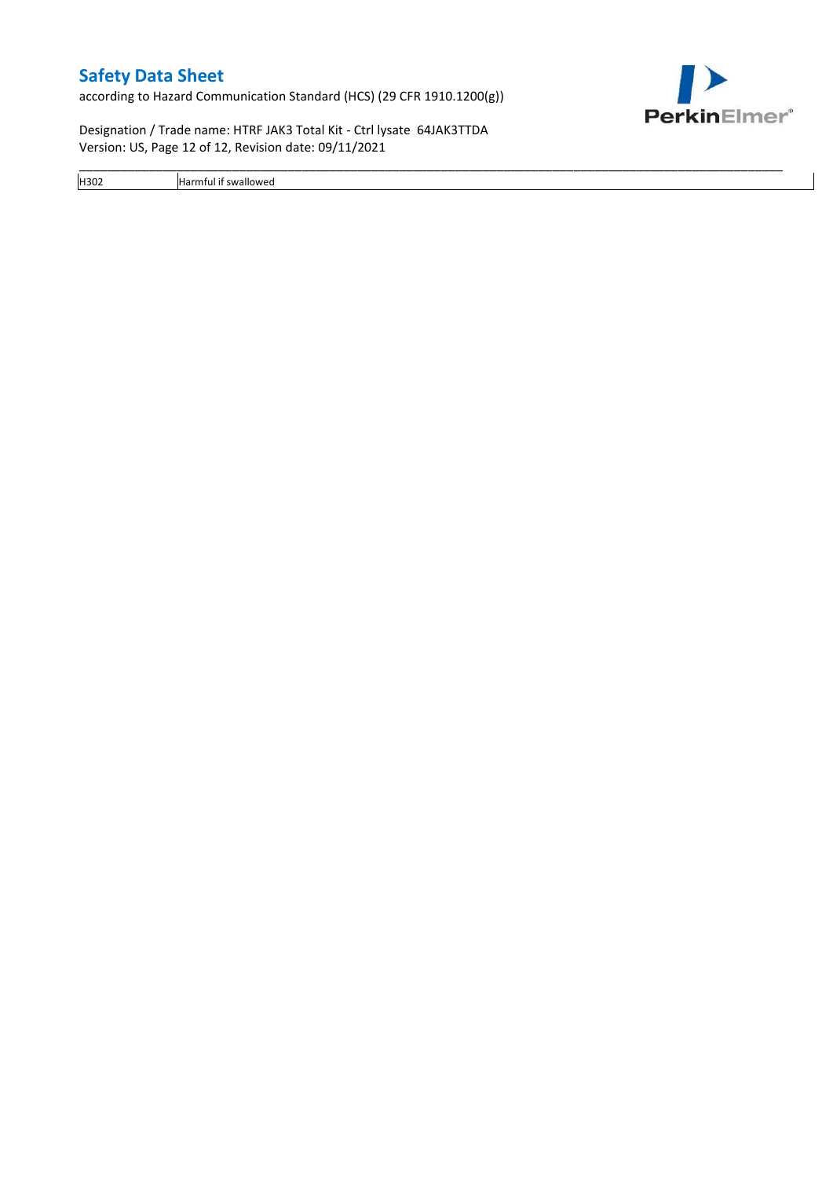| | |
|---|---|
| H302 | Harmful if swallowed |